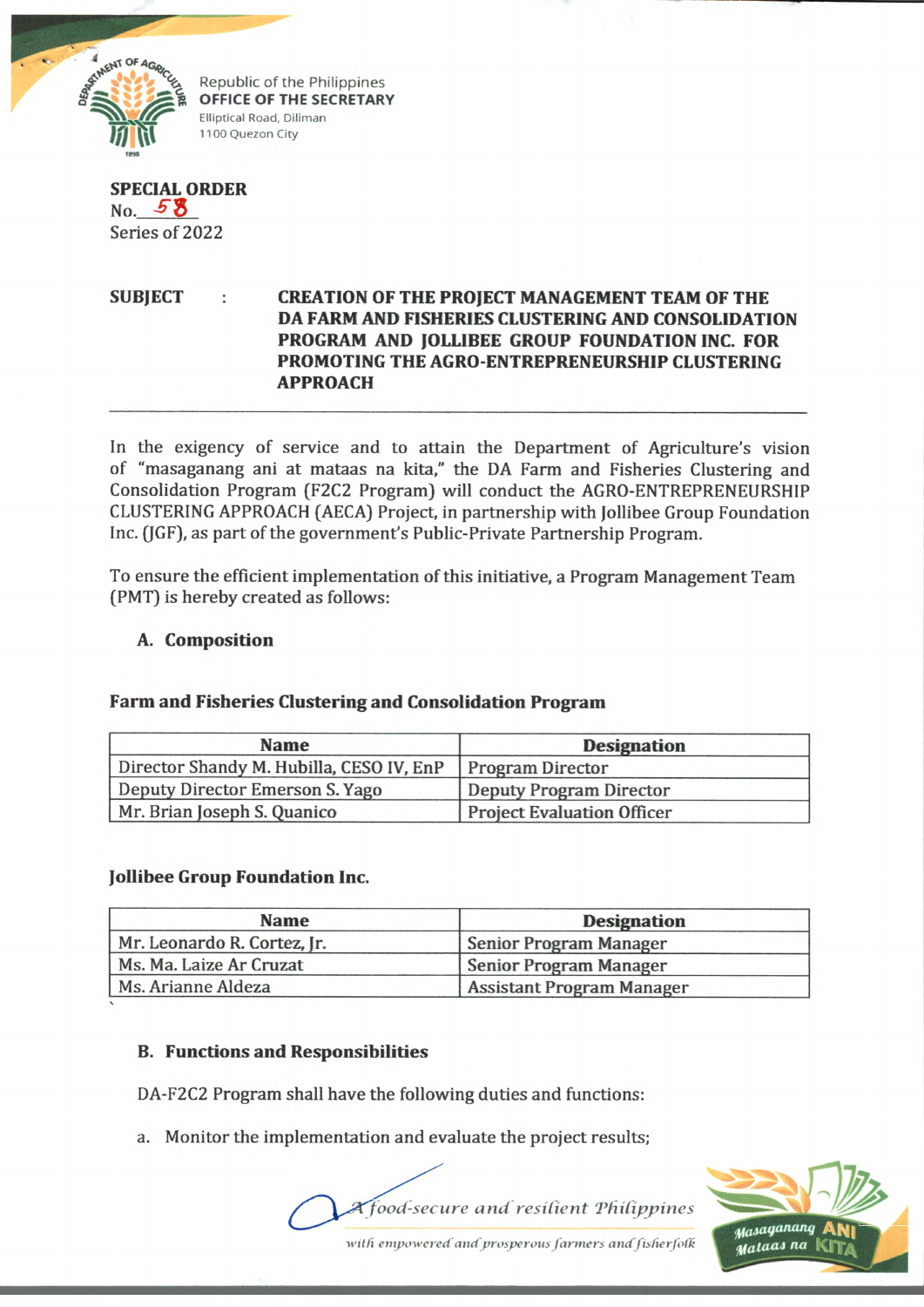Republic of the Philippines
OFFICE OF THE SECRETARY
Elliptical Road, Diliman
1100 Quezon City

**SPECIAL ORDER**
No. 58
Series of 2022

**SUBJECT : CREATION OF THE PROJECT MANAGEMENT TEAM OF THE DA FARM AND FISHERIES CLUSTERING AND CONSOLIDATION PROGRAM AND JOLLIBEE GROUP FOUNDATION INC. FOR PROMOTING THE AGRO-ENTREPRENEURSHIP CLUSTERING APPROACH**

---

In the exigency of service and to attain the Department of Agriculture's vision of "masaganang ani at mataas na kita," the DA Farm and Fisheries Clustering and Consolidation Program (F2C2 Program) will conduct the AGRO-ENTREPRENEURSHIP CLUSTERING APPROACH (AECA) Project, in partnership with Jollibee Group Foundation Inc. (JGF), as part of the government's Public-Private Partnership Program.

To ensure the efficient implementation of this initiative, a Program Management Team (PMT) is hereby created as follows:

**A. Composition**

**Farm and Fisheries Clustering and Consolidation Program**

| Name | Designation |
|---|---|
| Director Shandy M. Hubilla, CESO IV, EnP | Program Director |
| Deputy Director Emerson S. Yago | Deputy Program Director |
| Mr. Brian Joseph S. Quanico | Project Evaluation Officer |

**Jollibee Group Foundation Inc.**

| Name | Designation |
|---|---|
| Mr. Leonardo R. Cortez, Jr. | Senior Program Manager |
| Ms. Ma. Laize Ar Cruzat | Senior Program Manager |
| Ms. Arianne Aldeza | Assistant Program Manager |

**B. Functions and Responsibilities**

DA-F2C2 Program shall have the following duties and functions:

a. Monitor the implementation and evaluate the project results;

*A food-secure and resilient Philippines with empowered and prosperous farmers and fisherfolk*

Masaganang ANI Mataas na KITA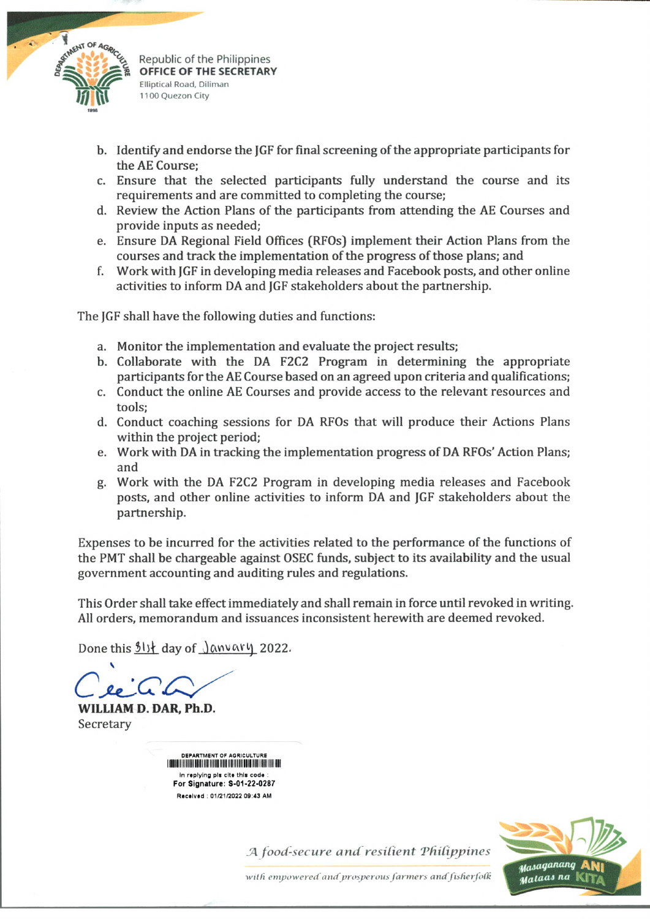b. Identify and endorse the JGF for final screening of the appropriate participants for the AE Course;
c. Ensure that the selected participants fully understand the course and its requirements and are committed to completing the course;
d. Review the Action Plans of the participants from attending the AE Courses and provide inputs as needed;
e. Ensure DA Regional Field Offices (RFOs) implement their Action Plans from the courses and track the implementation of the progress of those plans; and
f. Work with JGF in developing media releases and Facebook posts, and other online activities to inform DA and JGF stakeholders about the partnership.

The JGF shall have the following duties and functions:

a. Monitor the implementation and evaluate the project results;
b. Collaborate with the DA F2C2 Program in determining the appropriate participants for the AE Course based on an agreed upon criteria and qualifications;
c. Conduct the online AE Courses and provide access to the relevant resources and tools;
d. Conduct coaching sessions for DA RFOs that will produce their Actions Plans within the project period;
e. Work with DA in tracking the implementation progress of DA RFOs' Action Plans; and
g. Work with the DA F2C2 Program in developing media releases and Facebook posts, and other online activities to inform DA and JGF stakeholders about the partnership.

Expenses to be incurred for the activities related to the performance of the functions of the PMT shall be chargeable against OSEC funds, subject to its availability and the usual government accounting and auditing rules and regulations.

This Order shall take effect immediately and shall remain in force until revoked in writing. All orders, memorandum and issuances inconsistent herewith are deemed revoked.

Done this 31st day of January 2022.

**WILLIAM D. DAR, Ph.D.**
Secretary

DEPARTMENT OF AGRICULTURE
In replying pls cite this code :
For Signature: S-01-22-0287
Received : 01/21/2022 09:43 AM